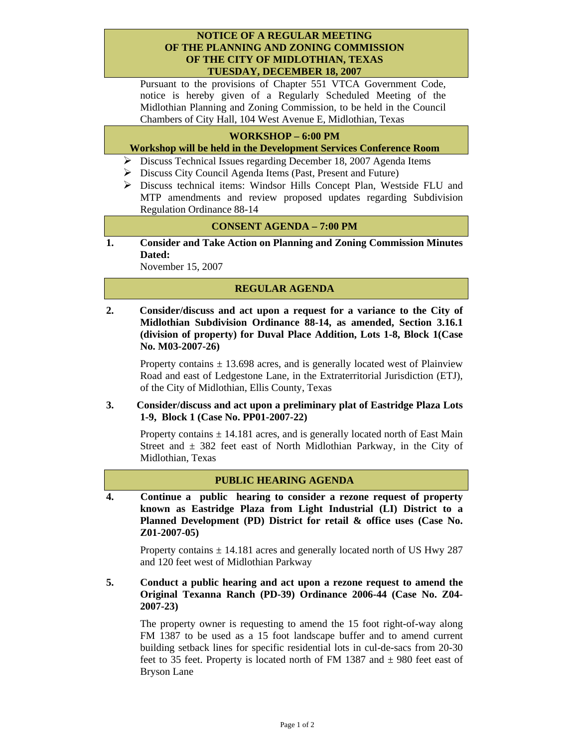# NOTICE OF A REGULAR MEETING OF THE PLANNING AND ZONING COMMISSION OF THE CITY OF MIDLOTHIAN, TEXAS TUESDAY, DECEMBER 18, 2007

Pursuant to the provisions of Chapter 551 VTCA Government Code, notice is hereby given of a Regularly Scheduled Meeting of the Midlothian Planning and Zoning Commission, to be held in the Council Chambers of City Hall, 104 West Avenue E, Midlothian, Texas

## WORKSHOP – 6:00 PM

**Workshop will be held in the Development Services Conference Room**

- Discuss Technical Issues regarding December 18, 2007 Agenda Items
- Discuss City Council Agenda Items (Past, Present and Future)
- Discuss technical items: Windsor Hills Concept Plan, Westside FLU and MTP amendments and review proposed updates regarding Subdivision Regulation Ordinance 88-14

## CONSENT AGENDA – 7:00 PM

**1. Consider and Take Action on Planning and Zoning Commission Minutes Dated:**

November 15, 2007

## REGULAR AGENDA

**2. Consider/discuss and act upon a request for a variance to the City of Midlothian Subdivision Ordinance 88-14, as amended, Section 3.16.1 (division of property) for Duval Place Addition, Lots 1-8, Block 1(Case No. M03-2007-26)**

Property contains ± 13.698 acres, and is generally located west of Plainview Road and east of Ledgestone Lane, in the Extraterritorial Jurisdiction (ETJ), of the City of Midlothian, Ellis County, Texas

**3. Consider/discuss and act upon a preliminary plat of Eastridge Plaza Lots 1-9, Block 1 (Case No. PP01-2007-22)**

Property contains ± 14.181 acres, and is generally located north of East Main Street and ± 382 feet east of North Midlothian Parkway, in the City of Midlothian, Texas

## PUBLIC HEARING AGENDA

**4. Continue a public hearing to consider a rezone request of property known as Eastridge Plaza from Light Industrial (LI) District to a Planned Development (PD) District for retail & office uses (Case No. Z01-2007-05)**

Property contains ± 14.181 acres and generally located north of US Hwy 287 and 120 feet west of Midlothian Parkway

**5. Conduct a public hearing and act upon a rezone request to amend the Original Texanna Ranch (PD-39) Ordinance 2006-44 (Case No. Z04-2007-23)**

The property owner is requesting to amend the 15 foot right-of-way along FM 1387 to be used as a 15 foot landscape buffer and to amend current building setback lines for specific residential lots in cul-de-sacs from 20-30 feet to 35 feet. Property is located north of FM 1387 and ± 980 feet east of Bryson Lane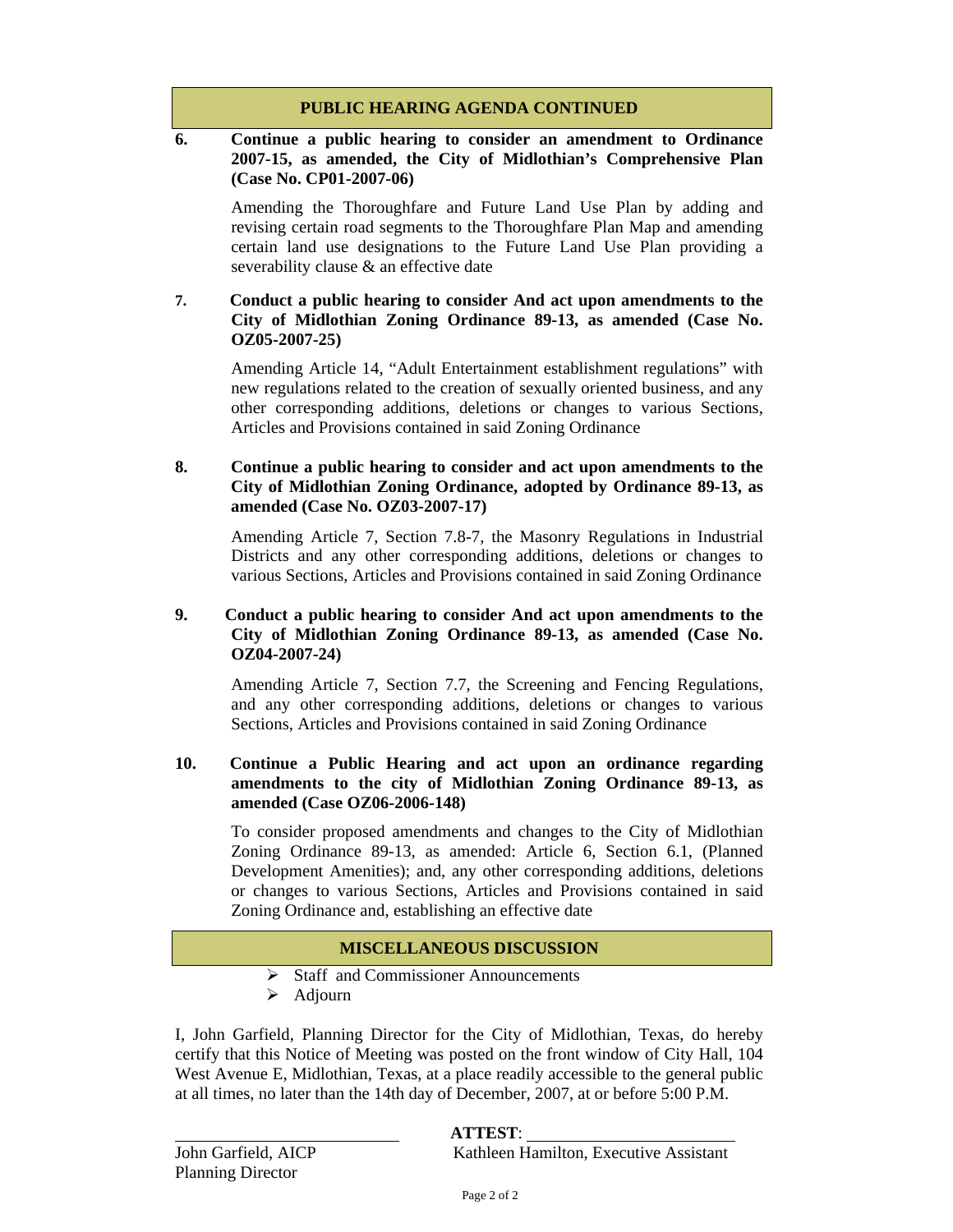## PUBLIC HEARING AGENDA CONTINUED

**6. Continue a public hearing to consider an amendment to Ordinance 2007-15, as amended, the City of Midlothian's Comprehensive Plan (Case No. CP01-2007-06)**

Amending the Thoroughfare and Future Land Use Plan by adding and revising certain road segments to the Thoroughfare Plan Map and amending certain land use designations to the Future Land Use Plan providing a severability clause & an effective date

**7. Conduct a public hearing to consider And act upon amendments to the City of Midlothian Zoning Ordinance 89-13, as amended (Case No. OZ05-2007-25)**

Amending Article 14, "Adult Entertainment establishment regulations" with new regulations related to the creation of sexually oriented business, and any other corresponding additions, deletions or changes to various Sections, Articles and Provisions contained in said Zoning Ordinance

**8. Continue a public hearing to consider and act upon amendments to the City of Midlothian Zoning Ordinance, adopted by Ordinance 89-13, as amended (Case No. OZ03-2007-17)**

Amending Article 7, Section 7.8-7, the Masonry Regulations in Industrial Districts and any other corresponding additions, deletions or changes to various Sections, Articles and Provisions contained in said Zoning Ordinance

**9. Conduct a public hearing to consider And act upon amendments to the City of Midlothian Zoning Ordinance 89-13, as amended (Case No. OZ04-2007-24)**

Amending Article 7, Section 7.7, the Screening and Fencing Regulations, and any other corresponding additions, deletions or changes to various Sections, Articles and Provisions contained in said Zoning Ordinance

**10. Continue a Public Hearing and act upon an ordinance regarding amendments to the city of Midlothian Zoning Ordinance 89-13, as amended (Case OZ06-2006-148)**

To consider proposed amendments and changes to the City of Midlothian Zoning Ordinance 89-13, as amended: Article 6, Section 6.1, (Planned Development Amenities); and, any other corresponding additions, deletions or changes to various Sections, Articles and Provisions contained in said Zoning Ordinance and, establishing an effective date

## MISCELLANEOUS DISCUSSION

- Staff and Commissioner Announcements
- Adjourn

I, John Garfield, Planning Director for the City of Midlothian, Texas, do hereby certify that this Notice of Meeting was posted on the front window of City Hall, 104 West Avenue E, Midlothian, Texas, at a place readily accessible to the general public at all times, no later than the 14th day of December, 2007, at or before 5:00 P.M.

**ATTEST**: ______________________

______________________
John Garfield, AICP
Planning Director

Kathleen Hamilton, Executive Assistant